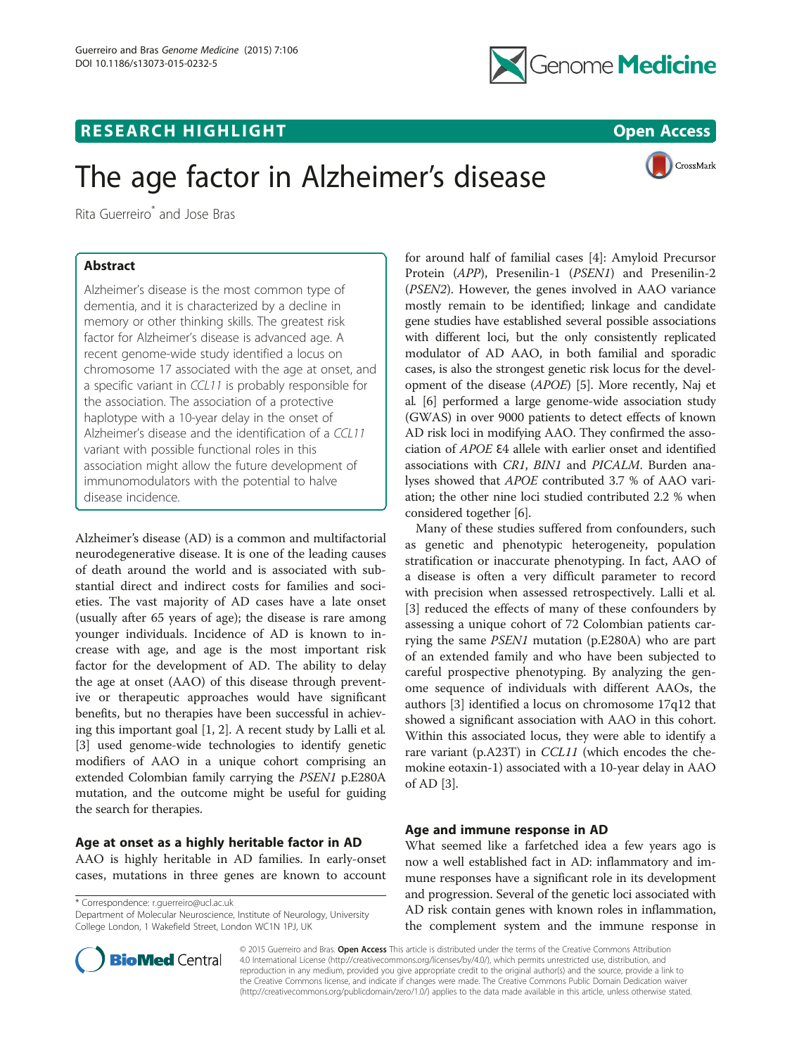RESEARCH HIGHLIGHT

Open Access

# The age factor in Alzheimer's disease

Rita Guerreiro* and Jose Bras

## Abstract

Alzheimer's disease is the most common type of dementia, and it is characterized by a decline in memory or other thinking skills. The greatest risk factor for Alzheimer's disease is advanced age. A recent genome-wide study identified a locus on chromosome 17 associated with the age at onset, and a specific variant in *CCL11* is probably responsible for the association. The association of a protective haplotype with a 10-year delay in the onset of Alzheimer's disease and the identification of a *CCL11* variant with possible functional roles in this association might allow the future development of immunomodulators with the potential to halve disease incidence.

Alzheimer's disease (AD) is a common and multifactorial neurodegenerative disease. It is one of the leading causes of death around the world and is associated with substantial direct and indirect costs for families and societies. The vast majority of AD cases have a late onset (usually after 65 years of age); the disease is rare among younger individuals. Incidence of AD is known to increase with age, and age is the most important risk factor for the development of AD. The ability to delay the age at onset (AAO) of this disease through preventive or therapeutic approaches would have significant benefits, but no therapies have been successful in achieving this important goal [1, 2]. A recent study by Lalli et al. [3] used genome-wide technologies to identify genetic modifiers of AAO in a unique cohort comprising an extended Colombian family carrying the *PSEN1* p.E280A mutation, and the outcome might be useful for guiding the search for therapies.

## Age at onset as a highly heritable factor in AD

AAO is highly heritable in AD families. In early-onset cases, mutations in three genes are known to account for around half of familial cases [4]: Amyloid Precursor Protein (*APP*), Presenilin-1 (*PSEN1*) and Presenilin-2 (*PSEN2*). However, the genes involved in AAO variance mostly remain to be identified; linkage and candidate gene studies have established several possible associations with different loci, but the only consistently replicated modulator of AD AAO, in both familial and sporadic cases, is also the strongest genetic risk locus for the development of the disease (*APOE*) [5]. More recently, Naj et al. [6] performed a large genome-wide association study (GWAS) in over 9000 patients to detect effects of known AD risk loci in modifying AAO. They confirmed the association of *APOE* ε4 allele with earlier onset and identified associations with *CR1*, *BIN1* and *PICALM*. Burden analyses showed that *APOE* contributed 3.7 % of AAO variation; the other nine loci studied contributed 2.2 % when considered together [6].

Many of these studies suffered from confounders, such as genetic and phenotypic heterogeneity, population stratification or inaccurate phenotyping. In fact, AAO of a disease is often a very difficult parameter to record with precision when assessed retrospectively. Lalli et al. [3] reduced the effects of many of these confounders by assessing a unique cohort of 72 Colombian patients carrying the same *PSEN1* mutation (p.E280A) who are part of an extended family and who have been subjected to careful prospective phenotyping. By analyzing the genome sequence of individuals with different AAOs, the authors [3] identified a locus on chromosome 17q12 that showed a significant association with AAO in this cohort. Within this associated locus, they were able to identify a rare variant (p.A23T) in *CCL11* (which encodes the chemokine eotaxin-1) associated with a 10-year delay in AAO of AD [3].

## Age and immune response in AD

What seemed like a farfetched idea a few years ago is now a well established fact in AD: inflammatory and immune responses have a significant role in its development and progression. Several of the genetic loci associated with AD risk contain genes with known roles in inflammation, the complement system and the immune response in

\* Correspondence: r.guerreiro@ucl.ac.uk
Department of Molecular Neuroscience, Institute of Neurology, University College London, 1 Wakefield Street, London WC1N 1PJ, UK

© 2015 Guerreiro and Bras. **Open Access** This article is distributed under the terms of the Creative Commons Attribution 4.0 International License (http://creativecommons.org/licenses/by/4.0/), which permits unrestricted use, distribution, and reproduction in any medium, provided you give appropriate credit to the original author(s) and the source, provide a link to the Creative Commons license, and indicate if changes were made. The Creative Commons Public Domain Dedication waiver (http://creativecommons.org/publicdomain/zero/1.0/) applies to the data made available in this article, unless otherwise stated.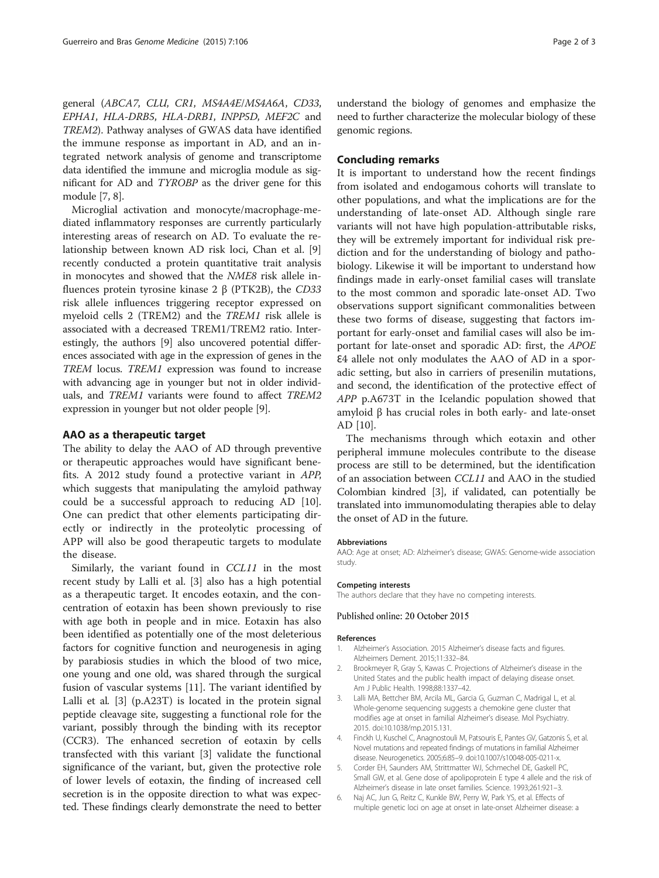general (*ABCA7*, *CLU*, *CR1*, *MS4A4E*/*MS4A6A*, *CD33*, *EPHA1*, *HLA-DRB5*, *HLA-DRB1*, *INPP5D*, *MEF2C* and *TREM2*). Pathway analyses of GWAS data have identified the immune response as important in AD, and an integrated network analysis of genome and transcriptome data identified the immune and microglia module as significant for AD and *TYROBP* as the driver gene for this module [7, 8].

Microglial activation and monocyte/macrophage-mediated inflammatory responses are currently particularly interesting areas of research on AD. To evaluate the relationship between known AD risk loci, Chan et al. [9] recently conducted a protein quantitative trait analysis in monocytes and showed that the *NME8* risk allele influences protein tyrosine kinase 2 β (PTK2B), the *CD33* risk allele influences triggering receptor expressed on myeloid cells 2 (TREM2) and the *TREM1* risk allele is associated with a decreased TREM1/TREM2 ratio. Interestingly, the authors [9] also uncovered potential differences associated with age in the expression of genes in the *TREM* locus. *TREM1* expression was found to increase with advancing age in younger but not in older individuals, and *TREM1* variants were found to affect *TREM2* expression in younger but not older people [9].

## AAO as a therapeutic target

The ability to delay the AAO of AD through preventive or therapeutic approaches would have significant benefits. A 2012 study found a protective variant in *APP*, which suggests that manipulating the amyloid pathway could be a successful approach to reducing AD [10]. One can predict that other elements participating directly or indirectly in the proteolytic processing of APP will also be good therapeutic targets to modulate the disease.

Similarly, the variant found in *CCL11* in the most recent study by Lalli et al. [3] also has a high potential as a therapeutic target. It encodes eotaxin, and the concentration of eotaxin has been shown previously to rise with age both in people and in mice. Eotaxin has also been identified as potentially one of the most deleterious factors for cognitive function and neurogenesis in aging by parabiosis studies in which the blood of two mice, one young and one old, was shared through the surgical fusion of vascular systems [11]. The variant identified by Lalli et al. [3] (p.A23T) is located in the protein signal peptide cleavage site, suggesting a functional role for the variant, possibly through the binding with its receptor (CCR3). The enhanced secretion of eotaxin by cells transfected with this variant [3] validate the functional significance of the variant, but, given the protective role of lower levels of eotaxin, the finding of increased cell secretion is in the opposite direction to what was expected. These findings clearly demonstrate the need to better understand the biology of genomes and emphasize the need to further characterize the molecular biology of these genomic regions.

## Concluding remarks

It is important to understand how the recent findings from isolated and endogamous cohorts will translate to other populations, and what the implications are for the understanding of late-onset AD. Although single rare variants will not have high population-attributable risks, they will be extremely important for individual risk prediction and for the understanding of biology and pathobiology. Likewise it will be important to understand how findings made in early-onset familial cases will translate to the most common and sporadic late-onset AD. Two observations support significant commonalities between these two forms of disease, suggesting that factors important for early-onset and familial cases will also be important for late-onset and sporadic AD: first, the *APOE* ε4 allele not only modulates the AAO of AD in a sporadic setting, but also in carriers of presenilin mutations, and second, the identification of the protective effect of *APP* p.A673T in the Icelandic population showed that amyloid β has crucial roles in both early- and late-onset AD [10].

The mechanisms through which eotaxin and other peripheral immune molecules contribute to the disease process are still to be determined, but the identification of an association between *CCL11* and AAO in the studied Colombian kindred [3], if validated, can potentially be translated into immunomodulating therapies able to delay the onset of AD in the future.

#### Abbreviations

AAO: Age at onset; AD: Alzheimer's disease; GWAS: Genome-wide association study.

#### Competing interests

The authors declare that they have no competing interests.

Published online: 20 October 2015

#### References

1. Alzheimer's Association. 2015 Alzheimer's disease facts and figures. Alzheimers Dement. 2015;11:332–84.
2. Brookmeyer R, Gray S, Kawas C. Projections of Alzheimer's disease in the United States and the public health impact of delaying disease onset. Am J Public Health. 1998;88:1337–42.
3. Lalli MA, Bettcher BM, Arcila ML, Garcia G, Guzman C, Madrigal L, et al. Whole-genome sequencing suggests a chemokine gene cluster that modifies age at onset in familial Alzheimer's disease. Mol Psychiatry. 2015. doi:10.1038/mp.2015.131.
4. Finckh U, Kuschel C, Anagnostouli M, Patsouris E, Pantes GV, Gatzonis S, et al. Novel mutations and repeated findings of mutations in familial Alzheimer disease. Neurogenetics. 2005;6:85–9. doi:10.1007/s10048-005-0211-x.
5. Corder EH, Saunders AM, Strittmatter WJ, Schmechel DE, Gaskell PC, Small GW, et al. Gene dose of apolipoprotein E type 4 allele and the risk of Alzheimer's disease in late onset families. Science. 1993;261:921–3.
6. Naj AC, Jun G, Reitz C, Kunkle BW, Perry W, Park YS, et al. Effects of multiple genetic loci on age at onset in late-onset Alzheimer disease: a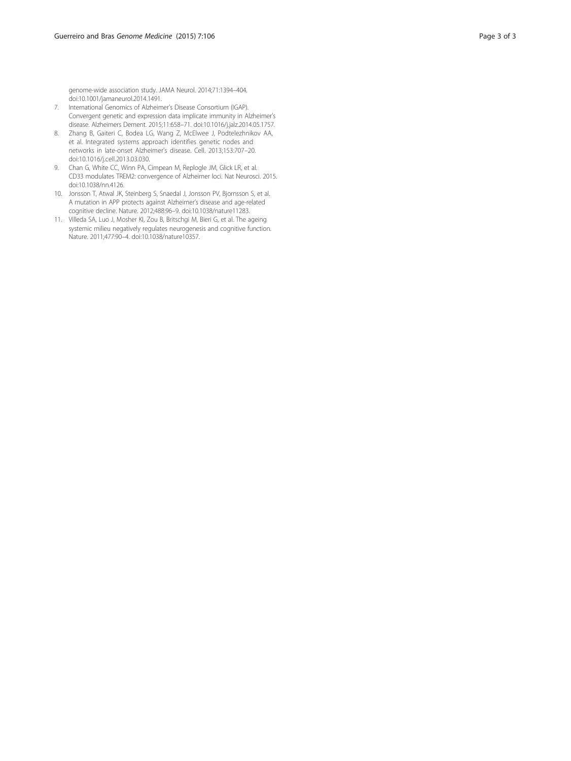genome-wide association study. JAMA Neurol. 2014;71:1394–404. doi:10.1001/jamaneurol.2014.1491.

7. International Genomics of Alzheimer's Disease Consortium (IGAP). Convergent genetic and expression data implicate immunity in Alzheimer's disease. Alzheimers Dement. 2015;11:658–71. doi:10.1016/j.jalz.2014.05.1757.
8. Zhang B, Gaiteri C, Bodea LG, Wang Z, McElwee J, Podtelezhnikov AA, et al. Integrated systems approach identifies genetic nodes and networks in late-onset Alzheimer's disease. Cell. 2013;153:707–20. doi:10.1016/j.cell.2013.03.030.
9. Chan G, White CC, Winn PA, Cimpean M, Replogle JM, Glick LR, et al. CD33 modulates TREM2: convergence of Alzheimer loci. Nat Neurosci. 2015. doi:10.1038/nn.4126.
10. Jonsson T, Atwal JK, Steinberg S, Snaedal J, Jonsson PV, Bjornsson S, et al. A mutation in APP protects against Alzheimer's disease and age-related cognitive decline. Nature. 2012;488:96–9. doi:10.1038/nature11283.
11. Villeda SA, Luo J, Mosher KI, Zou B, Britschgi M, Bieri G, et al. The ageing systemic milieu negatively regulates neurogenesis and cognitive function. Nature. 2011;477:90–4. doi:10.1038/nature10357.